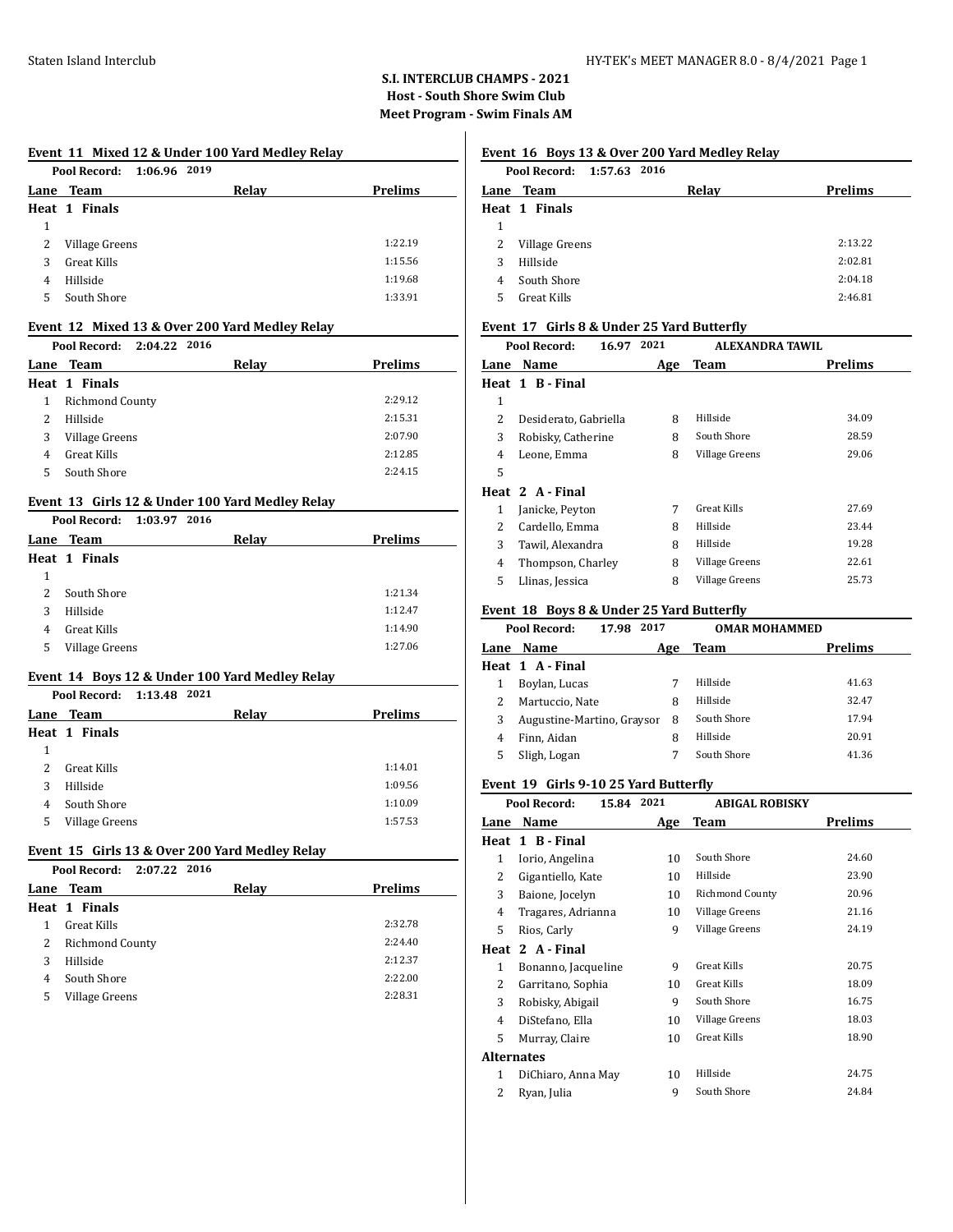**S.I. INTERCLUB CHAMPS - 2021**
**Host - South Shore Swim Club**
**Meet Program - Swim Finals AM**

### Event 11 Mixed 12 & Under 100 Yard Medley Relay

Pool Record: 1:06.96 2019

| Lane | Team | Relay | Prelims |
|---|---|---|---|
| **Heat 1 Finals** | | | |
| 1 | | | |
| 2 | Village Greens | | 1:22.19 |
| 3 | Great Kills | | 1:15.56 |
| 4 | Hillside | | 1:19.68 |
| 5 | South Shore | | 1:33.91 |

### Event 12 Mixed 13 & Over 200 Yard Medley Relay

Pool Record: 2:04.22 2016

| Lane | Team | Relay | Prelims |
|---|---|---|---|
| **Heat 1 Finals** | | | |
| 1 | Richmond County | | 2:29.12 |
| 2 | Hillside | | 2:15.31 |
| 3 | Village Greens | | 2:07.90 |
| 4 | Great Kills | | 2:12.85 |
| 5 | South Shore | | 2:24.15 |

### Event 13 Girls 12 & Under 100 Yard Medley Relay

Pool Record: 1:03.97 2016

| Lane | Team | Relay | Prelims |
|---|---|---|---|
| **Heat 1 Finals** | | | |
| 1 | | | |
| 2 | South Shore | | 1:21.34 |
| 3 | Hillside | | 1:12.47 |
| 4 | Great Kills | | 1:14.90 |
| 5 | Village Greens | | 1:27.06 |

### Event 14 Boys 12 & Under 100 Yard Medley Relay

Pool Record: 1:13.48 2021

| Lane | Team | Relay | Prelims |
|---|---|---|---|
| **Heat 1 Finals** | | | |
| 1 | | | |
| 2 | Great Kills | | 1:14.01 |
| 3 | Hillside | | 1:09.56 |
| 4 | South Shore | | 1:10.09 |
| 5 | Village Greens | | 1:57.53 |

### Event 15 Girls 13 & Over 200 Yard Medley Relay

Pool Record: 2:07.22 2016

| Lane | Team | Relay | Prelims |
|---|---|---|---|
| **Heat 1 Finals** | | | |
| 1 | Great Kills | | 2:32.78 |
| 2 | Richmond County | | 2:24.40 |
| 3 | Hillside | | 2:12.37 |
| 4 | South Shore | | 2:22.00 |
| 5 | Village Greens | | 2:28.31 |

### Event 16 Boys 13 & Over 200 Yard Medley Relay

Pool Record: 1:57.63 2016

| Lane | Team | Relay | Prelims |
|---|---|---|---|
| **Heat 1 Finals** | | | |
| 1 | | | |
| 2 | Village Greens | | 2:13.22 |
| 3 | Hillside | | 2:02.81 |
| 4 | South Shore | | 2:04.18 |
| 5 | Great Kills | | 2:46.81 |

### Event 17 Girls 8 & Under 25 Yard Butterfly

Pool Record: 16.97 2021 ALEXANDRA TAWIL

| Lane | Name | Age | Team | Prelims |
|---|---|---|---|---|
| **Heat 1 B - Final** | | | | |
| 1 | | | | |
| 2 | Desiderato, Gabriella | 8 | Hillside | 34.09 |
| 3 | Robisky, Catherine | 8 | South Shore | 28.59 |
| 4 | Leone, Emma | 8 | Village Greens | 29.06 |
| 5 | | | | |
| **Heat 2 A - Final** | | | | |
| 1 | Janicke, Peyton | 7 | Great Kills | 27.69 |
| 2 | Cardello, Emma | 8 | Hillside | 23.44 |
| 3 | Tawil, Alexandra | 8 | Hillside | 19.28 |
| 4 | Thompson, Charley | 8 | Village Greens | 22.61 |
| 5 | Llinas, Jessica | 8 | Village Greens | 25.73 |

### Event 18 Boys 8 & Under 25 Yard Butterfly

Pool Record: 17.98 2017 OMAR MOHAMMED

| Lane | Name | Age | Team | Prelims |
|---|---|---|---|---|
| **Heat 1 A - Final** | | | | |
| 1 | Boylan, Lucas | 7 | Hillside | 41.63 |
| 2 | Martuccio, Nate | 8 | Hillside | 32.47 |
| 3 | Augustine-Martino, Graysor | 8 | South Shore | 17.94 |
| 4 | Finn, Aidan | 8 | Hillside | 20.91 |
| 5 | Sligh, Logan | 7 | South Shore | 41.36 |

### Event 19 Girls 9-10 25 Yard Butterfly

Pool Record: 15.84 2021 ABIGAL ROBISKY

| Lane | Name | Age | Team | Prelims |
|---|---|---|---|---|
| **Heat 1 B - Final** | | | | |
| 1 | Iorio, Angelina | 10 | South Shore | 24.60 |
| 2 | Gigantiello, Kate | 10 | Hillside | 23.90 |
| 3 | Baione, Jocelyn | 10 | Richmond County | 20.96 |
| 4 | Tragares, Adrianna | 10 | Village Greens | 21.16 |
| 5 | Rios, Carly | 9 | Village Greens | 24.19 |
| **Heat 2 A - Final** | | | | |
| 1 | Bonanno, Jacqueline | 9 | Great Kills | 20.75 |
| 2 | Garritano, Sophia | 10 | Great Kills | 18.09 |
| 3 | Robisky, Abigail | 9 | South Shore | 16.75 |
| 4 | DiStefano, Ella | 10 | Village Greens | 18.03 |
| 5 | Murray, Claire | 10 | Great Kills | 18.90 |
| **Alternates** | | | | |
| 1 | DiChiaro, Anna May | 10 | Hillside | 24.75 |
| 2 | Ryan, Julia | 9 | South Shore | 24.84 |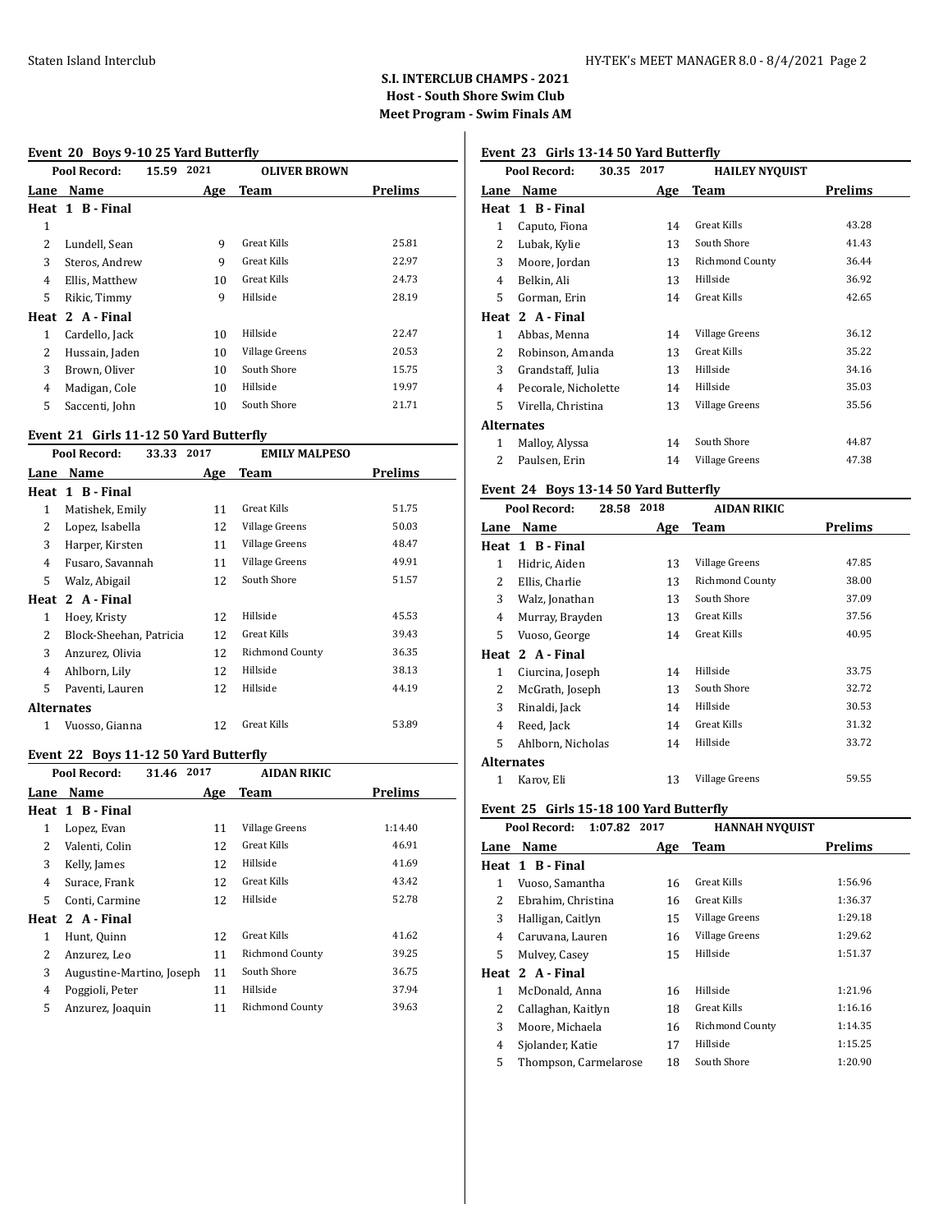# S.I. INTERCLUB CHAMPS - 2021

**Host - South Shore Swim Club**

**Meet Program - Swim Finals AM**

### Event 20 Boys 9-10 25 Yard Butterfly

Pool Record: 15.59 2021 OLIVER BROWN

| Lane | Name | Age | Team | Prelims |
|---|---|---|---|---|
| **Heat 1 B - Final** | | | | |
| 1 | | | | |
| 2 | Lundell, Sean | 9 | Great Kills | 25.81 |
| 3 | Steros, Andrew | 9 | Great Kills | 22.97 |
| 4 | Ellis, Matthew | 10 | Great Kills | 24.73 |
| 5 | Rikic, Timmy | 9 | Hillside | 28.19 |
| **Heat 2 A - Final** | | | | |
| 1 | Cardello, Jack | 10 | Hillside | 22.47 |
| 2 | Hussain, Jaden | 10 | Village Greens | 20.53 |
| 3 | Brown, Oliver | 10 | South Shore | 15.75 |
| 4 | Madigan, Cole | 10 | Hillside | 19.97 |
| 5 | Saccenti, John | 10 | South Shore | 21.71 |

### Event 21 Girls 11-12 50 Yard Butterfly

Pool Record: 33.33 2017 EMILY MALPESO

| Lane | Name | Age | Team | Prelims |
|---|---|---|---|---|
| **Heat 1 B - Final** | | | | |
| 1 | Matishek, Emily | 11 | Great Kills | 51.75 |
| 2 | Lopez, Isabella | 12 | Village Greens | 50.03 |
| 3 | Harper, Kirsten | 11 | Village Greens | 48.47 |
| 4 | Fusaro, Savannah | 11 | Village Greens | 49.91 |
| 5 | Walz, Abigail | 12 | South Shore | 51.57 |
| **Heat 2 A - Final** | | | | |
| 1 | Hoey, Kristy | 12 | Hillside | 45.53 |
| 2 | Block-Sheehan, Patricia | 12 | Great Kills | 39.43 |
| 3 | Anzurez, Olivia | 12 | Richmond County | 36.35 |
| 4 | Ahlborn, Lily | 12 | Hillside | 38.13 |
| 5 | Paventi, Lauren | 12 | Hillside | 44.19 |
| **Alternates** | | | | |
| 1 | Vuosso, Gianna | 12 | Great Kills | 53.89 |

### Event 22 Boys 11-12 50 Yard Butterfly

Pool Record: 31.46 2017 AIDAN RIKIC

| Lane | Name | Age | Team | Prelims |
|---|---|---|---|---|
| **Heat 1 B - Final** | | | | |
| 1 | Lopez, Evan | 11 | Village Greens | 1:14.40 |
| 2 | Valenti, Colin | 12 | Great Kills | 46.91 |
| 3 | Kelly, James | 12 | Hillside | 41.69 |
| 4 | Surace, Frank | 12 | Great Kills | 43.42 |
| 5 | Conti, Carmine | 12 | Hillside | 52.78 |
| **Heat 2 A - Final** | | | | |
| 1 | Hunt, Quinn | 12 | Great Kills | 41.62 |
| 2 | Anzurez, Leo | 11 | Richmond County | 39.25 |
| 3 | Augustine-Martino, Joseph | 11 | South Shore | 36.75 |
| 4 | Poggioli, Peter | 11 | Hillside | 37.94 |
| 5 | Anzurez, Joaquin | 11 | Richmond County | 39.63 |

### Event 23 Girls 13-14 50 Yard Butterfly

Pool Record: 30.35 2017 HAILEY NYQUIST

| Lane | Name | Age | Team | Prelims |
|---|---|---|---|---|
| **Heat 1 B - Final** | | | | |
| 1 | Caputo, Fiona | 14 | Great Kills | 43.28 |
| 2 | Lubak, Kylie | 13 | South Shore | 41.43 |
| 3 | Moore, Jordan | 13 | Richmond County | 36.44 |
| 4 | Belkin, Ali | 13 | Hillside | 36.92 |
| 5 | Gorman, Erin | 14 | Great Kills | 42.65 |
| **Heat 2 A - Final** | | | | |
| 1 | Abbas, Menna | 14 | Village Greens | 36.12 |
| 2 | Robinson, Amanda | 13 | Great Kills | 35.22 |
| 3 | Grandstaff, Julia | 13 | Hillside | 34.16 |
| 4 | Pecorale, Nicholette | 14 | Hillside | 35.03 |
| 5 | Virella, Christina | 13 | Village Greens | 35.56 |
| **Alternates** | | | | |
| 1 | Malloy, Alyssa | 14 | South Shore | 44.87 |
| 2 | Paulsen, Erin | 14 | Village Greens | 47.38 |

### Event 24 Boys 13-14 50 Yard Butterfly

Pool Record: 28.58 2018 AIDAN RIKIC

| Lane | Name | Age | Team | Prelims |
|---|---|---|---|---|
| **Heat 1 B - Final** | | | | |
| 1 | Hidric, Aiden | 13 | Village Greens | 47.85 |
| 2 | Ellis, Charlie | 13 | Richmond County | 38.00 |
| 3 | Walz, Jonathan | 13 | South Shore | 37.09 |
| 4 | Murray, Brayden | 13 | Great Kills | 37.56 |
| 5 | Vuoso, George | 14 | Great Kills | 40.95 |
| **Heat 2 A - Final** | | | | |
| 1 | Ciurcina, Joseph | 14 | Hillside | 33.75 |
| 2 | McGrath, Joseph | 13 | South Shore | 32.72 |
| 3 | Rinaldi, Jack | 14 | Hillside | 30.53 |
| 4 | Reed, Jack | 14 | Great Kills | 31.32 |
| 5 | Ahlborn, Nicholas | 14 | Hillside | 33.72 |
| **Alternates** | | | | |
| 1 | Karov, Eli | 13 | Village Greens | 59.55 |

### Event 25 Girls 15-18 100 Yard Butterfly

Pool Record: 1:07.82 2017 HANNAH NYQUIST

| Lane | Name | Age | Team | Prelims |
|---|---|---|---|---|
| **Heat 1 B - Final** | | | | |
| 1 | Vuoso, Samantha | 16 | Great Kills | 1:56.96 |
| 2 | Ebrahim, Christina | 16 | Great Kills | 1:36.37 |
| 3 | Halligan, Caitlyn | 15 | Village Greens | 1:29.18 |
| 4 | Caruvana, Lauren | 16 | Village Greens | 1:29.62 |
| 5 | Mulvey, Casey | 15 | Hillside | 1:51.37 |
| **Heat 2 A - Final** | | | | |
| 1 | McDonald, Anna | 16 | Hillside | 1:21.96 |
| 2 | Callaghan, Kaitlyn | 18 | Great Kills | 1:16.16 |
| 3 | Moore, Michaela | 16 | Richmond County | 1:14.35 |
| 4 | Sjolander, Katie | 17 | Hillside | 1:15.25 |
| 5 | Thompson, Carmelarose | 18 | South Shore | 1:20.90 |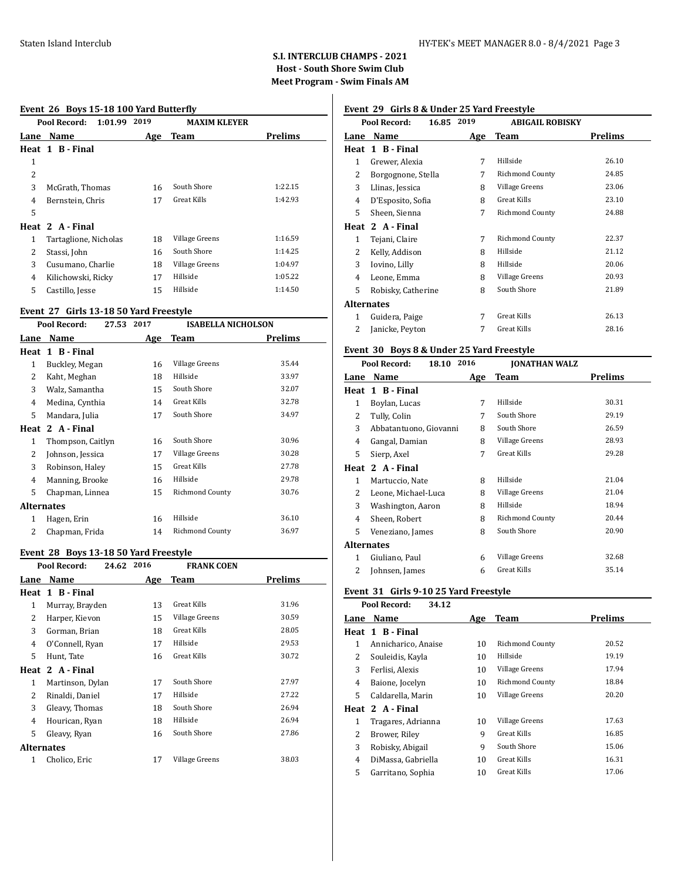# S.I. INTERCLUB CHAMPS - 2021

**Host - South Shore Swim Club**

**Meet Program - Swim Finals AM**

### Event 26 Boys 15-18 100 Yard Butterfly

Pool Record: 1:01.99 2019 MAXIM KLEYER

| Lane | Name | Age | Team | Prelims |
|---|---|---|---|---|
| **Heat 1 B - Final** | | | | |
| 1 | | | | |
| 2 | | | | |
| 3 | McGrath, Thomas | 16 | South Shore | 1:22.15 |
| 4 | Bernstein, Chris | 17 | Great Kills | 1:42.93 |
| 5 | | | | |
| **Heat 2 A - Final** | | | | |
| 1 | Tartaglione, Nicholas | 18 | Village Greens | 1:16.59 |
| 2 | Stassi, John | 16 | South Shore | 1:14.25 |
| 3 | Cusumano, Charlie | 18 | Village Greens | 1:04.97 |
| 4 | Kilichowski, Ricky | 17 | Hillside | 1:05.22 |
| 5 | Castillo, Jesse | 15 | Hillside | 1:14.50 |

### Event 27 Girls 13-18 50 Yard Freestyle

Pool Record: 27.53 2017 ISABELLA NICHOLSON

| Lane | Name | Age | Team | Prelims |
|---|---|---|---|---|
| **Heat 1 B - Final** | | | | |
| 1 | Buckley, Megan | 16 | Village Greens | 35.44 |
| 2 | Kaht, Meghan | 18 | Hillside | 33.97 |
| 3 | Walz, Samantha | 15 | South Shore | 32.07 |
| 4 | Medina, Cynthia | 14 | Great Kills | 32.78 |
| 5 | Mandara, Julia | 17 | South Shore | 34.97 |
| **Heat 2 A - Final** | | | | |
| 1 | Thompson, Caitlyn | 16 | South Shore | 30.96 |
| 2 | Johnson, Jessica | 17 | Village Greens | 30.28 |
| 3 | Robinson, Haley | 15 | Great Kills | 27.78 |
| 4 | Manning, Brooke | 16 | Hillside | 29.78 |
| 5 | Chapman, Linnea | 15 | Richmond County | 30.76 |
| **Alternates** | | | | |
| 1 | Hagen, Erin | 16 | Hillside | 36.10 |
| 2 | Chapman, Frida | 14 | Richmond County | 36.97 |

### Event 28 Boys 13-18 50 Yard Freestyle

Pool Record: 24.62 2016 FRANK COEN

| Lane | Name | Age | Team | Prelims |
|---|---|---|---|---|
| **Heat 1 B - Final** | | | | |
| 1 | Murray, Brayden | 13 | Great Kills | 31.96 |
| 2 | Harper, Kievon | 15 | Village Greens | 30.59 |
| 3 | Gorman, Brian | 18 | Great Kills | 28.05 |
| 4 | O'Connell, Ryan | 17 | Hillside | 29.53 |
| 5 | Hunt, Tate | 16 | Great Kills | 30.72 |
| **Heat 2 A - Final** | | | | |
| 1 | Martinson, Dylan | 17 | South Shore | 27.97 |
| 2 | Rinaldi, Daniel | 17 | Hillside | 27.22 |
| 3 | Gleavy, Thomas | 18 | South Shore | 26.94 |
| 4 | Hourican, Ryan | 18 | Hillside | 26.94 |
| 5 | Gleavy, Ryan | 16 | South Shore | 27.86 |
| **Alternates** | | | | |
| 1 | Cholico, Eric | 17 | Village Greens | 38.03 |

### Event 29 Girls 8 & Under 25 Yard Freestyle

Pool Record: 16.85 2019 ABIGAIL ROBISKY

| Lane | Name | Age | Team | Prelims |
|---|---|---|---|---|
| **Heat 1 B - Final** | | | | |
| 1 | Grewer, Alexia | 7 | Hillside | 26.10 |
| 2 | Borgognone, Stella | 7 | Richmond County | 24.85 |
| 3 | Llinas, Jessica | 8 | Village Greens | 23.06 |
| 4 | D'Esposito, Sofia | 8 | Great Kills | 23.10 |
| 5 | Sheen, Sienna | 7 | Richmond County | 24.88 |
| **Heat 2 A - Final** | | | | |
| 1 | Tejani, Claire | 7 | Richmond County | 22.37 |
| 2 | Kelly, Addison | 8 | Hillside | 21.12 |
| 3 | Iovino, Lilly | 8 | Hillside | 20.06 |
| 4 | Leone, Emma | 8 | Village Greens | 20.93 |
| 5 | Robisky, Catherine | 8 | South Shore | 21.89 |
| **Alternates** | | | | |
| 1 | Guidera, Paige | 7 | Great Kills | 26.13 |
| 2 | Janicke, Peyton | 7 | Great Kills | 28.16 |

### Event 30 Boys 8 & Under 25 Yard Freestyle

Pool Record: 18.10 2016 JONATHAN WALZ

| Lane | Name | Age | Team | Prelims |
|---|---|---|---|---|
| **Heat 1 B - Final** | | | | |
| 1 | Boylan, Lucas | 7 | Hillside | 30.31 |
| 2 | Tully, Colin | 7 | South Shore | 29.19 |
| 3 | Abbatantuono, Giovanni | 8 | South Shore | 26.59 |
| 4 | Gangal, Damian | 8 | Village Greens | 28.93 |
| 5 | Sierp, Axel | 7 | Great Kills | 29.28 |
| **Heat 2 A - Final** | | | | |
| 1 | Martuccio, Nate | 8 | Hillside | 21.04 |
| 2 | Leone, Michael-Luca | 8 | Village Greens | 21.04 |
| 3 | Washington, Aaron | 8 | Hillside | 18.94 |
| 4 | Sheen, Robert | 8 | Richmond County | 20.44 |
| 5 | Veneziano, James | 8 | South Shore | 20.90 |
| **Alternates** | | | | |
| 1 | Giuliano, Paul | 6 | Village Greens | 32.68 |
| 2 | Johnsen, James | 6 | Great Kills | 35.14 |

### Event 31 Girls 9-10 25 Yard Freestyle

Pool Record: 34.12

| Lane | Name | Age | Team | Prelims |
|---|---|---|---|---|
| **Heat 1 B - Final** | | | | |
| 1 | Annicharico, Anaise | 10 | Richmond County | 20.52 |
| 2 | Souleidis, Kayla | 10 | Hillside | 19.19 |
| 3 | Ferlisi, Alexis | 10 | Village Greens | 17.94 |
| 4 | Baione, Jocelyn | 10 | Richmond County | 18.84 |
| 5 | Caldarella, Marin | 10 | Village Greens | 20.20 |
| **Heat 2 A - Final** | | | | |
| 1 | Tragares, Adrianna | 10 | Village Greens | 17.63 |
| 2 | Brower, Riley | 9 | Great Kills | 16.85 |
| 3 | Robisky, Abigail | 9 | South Shore | 15.06 |
| 4 | DiMassa, Gabriella | 10 | Great Kills | 16.31 |
| 5 | Garritano, Sophia | 10 | Great Kills | 17.06 |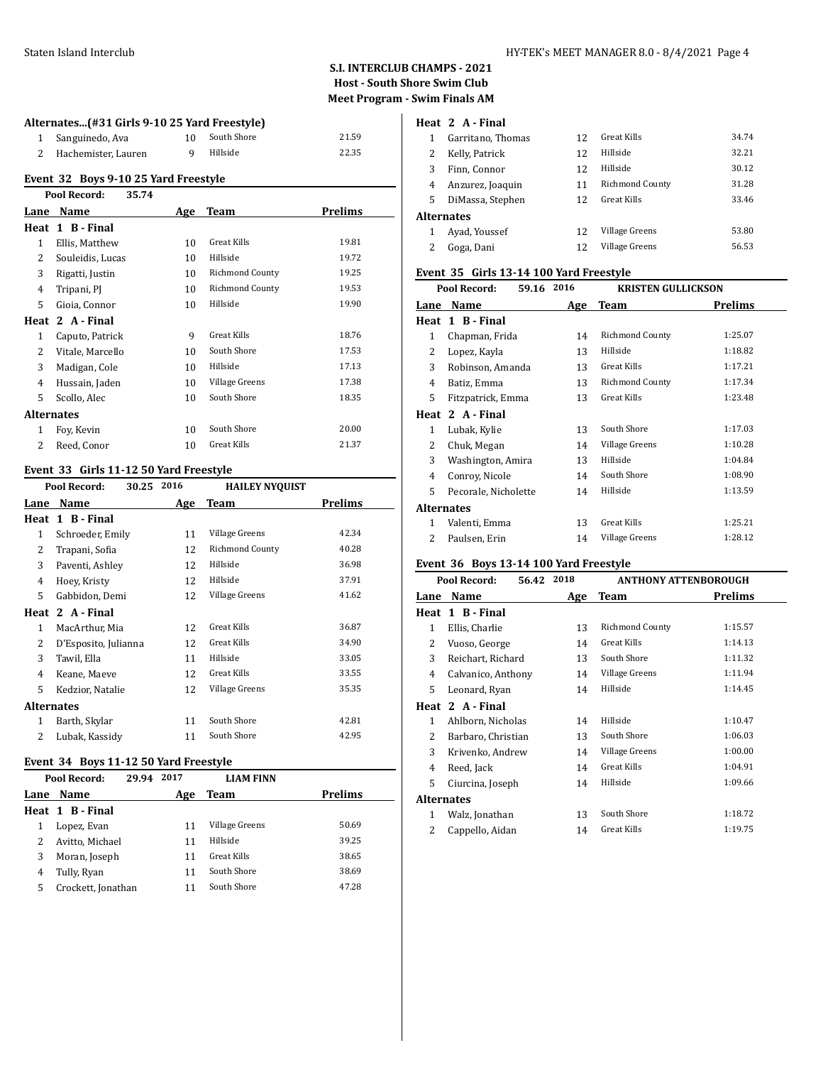# S.I. INTERCLUB CHAMPS - 2021

**Host - South Shore Swim Club**

**Meet Program - Swim Finals AM**

### Alternates...(#31 Girls 9-10 25 Yard Freestyle)

| Lane | Name | Age | Team | Prelims |
|---|---|---|---|---|
| 1 | Sanguinedo, Ava | 10 | South Shore | 21.59 |
| 2 | Hachemister, Lauren | 9 | Hillside | 22.35 |

### Event 32 Boys 9-10 25 Yard Freestyle

Pool Record: 35.74

| Lane | Name | Age | Team | Prelims |
|---|---|---|---|---|
| **Heat 1 B - Final** | | | | |
| 1 | Ellis, Matthew | 10 | Great Kills | 19.81 |
| 2 | Souleidis, Lucas | 10 | Hillside | 19.72 |
| 3 | Rigatti, Justin | 10 | Richmond County | 19.25 |
| 4 | Tripani, PJ | 10 | Richmond County | 19.53 |
| 5 | Gioia, Connor | 10 | Hillside | 19.90 |
| **Heat 2 A - Final** | | | | |
| 1 | Caputo, Patrick | 9 | Great Kills | 18.76 |
| 2 | Vitale, Marcello | 10 | South Shore | 17.53 |
| 3 | Madigan, Cole | 10 | Hillside | 17.13 |
| 4 | Hussain, Jaden | 10 | Village Greens | 17.38 |
| 5 | Scollo, Alec | 10 | South Shore | 18.35 |
| **Alternates** | | | | |
| 1 | Foy, Kevin | 10 | South Shore | 20.00 |
| 2 | Reed, Conor | 10 | Great Kills | 21.37 |

### Event 33 Girls 11-12 50 Yard Freestyle

Pool Record: 30.25 2016 HAILEY NYQUIST

| Lane | Name | Age | Team | Prelims |
|---|---|---|---|---|
| **Heat 1 B - Final** | | | | |
| 1 | Schroeder, Emily | 11 | Village Greens | 42.34 |
| 2 | Trapani, Sofia | 12 | Richmond County | 40.28 |
| 3 | Paventi, Ashley | 12 | Hillside | 36.98 |
| 4 | Hoey, Kristy | 12 | Hillside | 37.91 |
| 5 | Gabbidon, Demi | 12 | Village Greens | 41.62 |
| **Heat 2 A - Final** | | | | |
| 1 | MacArthur, Mia | 12 | Great Kills | 36.87 |
| 2 | D'Esposito, Julianna | 12 | Great Kills | 34.90 |
| 3 | Tawil, Ella | 11 | Hillside | 33.05 |
| 4 | Keane, Maeve | 12 | Great Kills | 33.55 |
| 5 | Kedzior, Natalie | 12 | Village Greens | 35.35 |
| **Alternates** | | | | |
| 1 | Barth, Skylar | 11 | South Shore | 42.81 |
| 2 | Lubak, Kassidy | 11 | South Shore | 42.95 |

### Event 34 Boys 11-12 50 Yard Freestyle

Pool Record: 29.94 2017 LIAM FINN

| Lane | Name | Age | Team | Prelims |
|---|---|---|---|---|
| **Heat 1 B - Final** | | | | |
| 1 | Lopez, Evan | 11 | Village Greens | 50.69 |
| 2 | Avitto, Michael | 11 | Hillside | 39.25 |
| 3 | Moran, Joseph | 11 | Great Kills | 38.65 |
| 4 | Tully, Ryan | 11 | South Shore | 38.69 |
| 5 | Crockett, Jonathan | 11 | South Shore | 47.28 |
| **Heat 2 A - Final** | | | | |
| 1 | Garritano, Thomas | 12 | Great Kills | 34.74 |
| 2 | Kelly, Patrick | 12 | Hillside | 32.21 |
| 3 | Finn, Connor | 12 | Hillside | 30.12 |
| 4 | Anzurez, Joaquin | 11 | Richmond County | 31.28 |
| 5 | DiMassa, Stephen | 12 | Great Kills | 33.46 |
| **Alternates** | | | | |
| 1 | Ayad, Youssef | 12 | Village Greens | 53.80 |
| 2 | Goga, Dani | 12 | Village Greens | 56.53 |

### Event 35 Girls 13-14 100 Yard Freestyle

Pool Record: 59.16 2016 KRISTEN GULLICKSON

| Lane | Name | Age | Team | Prelims |
|---|---|---|---|---|
| **Heat 1 B - Final** | | | | |
| 1 | Chapman, Frida | 14 | Richmond County | 1:25.07 |
| 2 | Lopez, Kayla | 13 | Hillside | 1:18.82 |
| 3 | Robinson, Amanda | 13 | Great Kills | 1:17.21 |
| 4 | Batiz, Emma | 13 | Richmond County | 1:17.34 |
| 5 | Fitzpatrick, Emma | 13 | Great Kills | 1:23.48 |
| **Heat 2 A - Final** | | | | |
| 1 | Lubak, Kylie | 13 | South Shore | 1:17.03 |
| 2 | Chuk, Megan | 14 | Village Greens | 1:10.28 |
| 3 | Washington, Amira | 13 | Hillside | 1:04.84 |
| 4 | Conroy, Nicole | 14 | South Shore | 1:08.90 |
| 5 | Pecorale, Nicholette | 14 | Hillside | 1:13.59 |
| **Alternates** | | | | |
| 1 | Valenti, Emma | 13 | Great Kills | 1:25.21 |
| 2 | Paulsen, Erin | 14 | Village Greens | 1:28.12 |

### Event 36 Boys 13-14 100 Yard Freestyle

Pool Record: 56.42 2018 ANTHONY ATTENBOROUGH

| Lane | Name | Age | Team | Prelims |
|---|---|---|---|---|
| **Heat 1 B - Final** | | | | |
| 1 | Ellis, Charlie | 13 | Richmond County | 1:15.57 |
| 2 | Vuoso, George | 14 | Great Kills | 1:14.13 |
| 3 | Reichart, Richard | 13 | South Shore | 1:11.32 |
| 4 | Calvanico, Anthony | 14 | Village Greens | 1:11.94 |
| 5 | Leonard, Ryan | 14 | Hillside | 1:14.45 |
| **Heat 2 A - Final** | | | | |
| 1 | Ahlborn, Nicholas | 14 | Hillside | 1:10.47 |
| 2 | Barbaro, Christian | 13 | South Shore | 1:06.03 |
| 3 | Krivenko, Andrew | 14 | Village Greens | 1:00.00 |
| 4 | Reed, Jack | 14 | Great Kills | 1:04.91 |
| 5 | Ciurcina, Joseph | 14 | Hillside | 1:09.66 |
| **Alternates** | | | | |
| 1 | Walz, Jonathan | 13 | South Shore | 1:18.72 |
| 2 | Cappello, Aidan | 14 | Great Kills | 1:19.75 |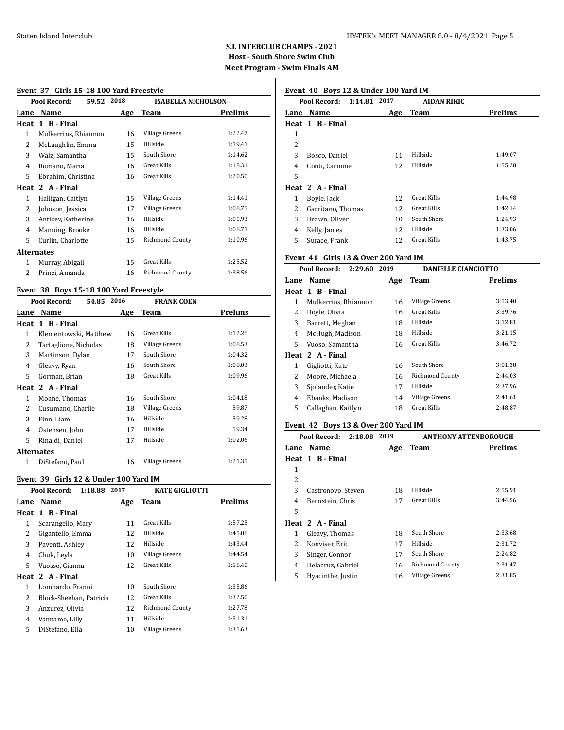**S.I. INTERCLUB CHAMPS - 2021**
**Host - South Shore Swim Club**
**Meet Program - Swim Finals AM**

### Event 37 Girls 15-18 100 Yard Freestyle

Pool Record: 59.52 2018 ISABELLA NICHOLSON

| Lane | Name | Age | Team | Prelims |
|---|---|---|---|---|
| **Heat 1 B - Final** | | | | |
| 1 | Mulkerrins, Rhiannon | 16 | Village Greens | 1:22.47 |
| 2 | McLaughlin, Emma | 15 | Hillside | 1:19.41 |
| 3 | Walz, Samantha | 15 | South Shore | 1:14.62 |
| 4 | Romano, Maria | 16 | Great Kills | 1:18.31 |
| 5 | Ebrahim, Christina | 16 | Great Kills | 1:20.50 |
| **Heat 2 A - Final** | | | | |
| 1 | Halligan, Caitlyn | 15 | Village Greens | 1:14.41 |
| 2 | Johnson, Jessica | 17 | Village Greens | 1:08.75 |
| 3 | Anticev, Katherine | 16 | Hillside | 1:05.93 |
| 4 | Manning, Brooke | 16 | Hillside | 1:08.71 |
| 5 | Curlin, Charlotte | 15 | Richmond County | 1:10.96 |
| **Alternates** | | | | |
| 1 | Murray, Abigail | 15 | Great Kills | 1:25.52 |
| 2 | Prinzi, Amanda | 16 | Richmond County | 1:38.56 |

### Event 38 Boys 15-18 100 Yard Freestyle

Pool Record: 54.85 2016 FRANK COEN

| Lane | Name | Age | Team | Prelims |
|---|---|---|---|---|
| **Heat 1 B - Final** | | | | |
| 1 | Klementowski, Matthew | 16 | Great Kills | 1:12.26 |
| 2 | Tartaglione, Nicholas | 18 | Village Greens | 1:08.53 |
| 3 | Martinson, Dylan | 17 | South Shore | 1:04.32 |
| 4 | Gleavy, Ryan | 16 | South Shore | 1:08.03 |
| 5 | Gorman, Brian | 18 | Great Kills | 1:09.96 |
| **Heat 2 A - Final** | | | | |
| 1 | Moane, Thomas | 16 | South Shore | 1:04.18 |
| 2 | Cusumano, Charlie | 18 | Village Greens | 59.87 |
| 3 | Finn, Liam | 16 | Hillside | 59.28 |
| 4 | Ostensen, John | 17 | Hillside | 59.34 |
| 5 | Rinaldi, Daniel | 17 | Hillside | 1:02.06 |
| **Alternates** | | | | |
| 1 | DiStefano, Paul | 16 | Village Greens | 1:21.35 |

### Event 39 Girls 12 & Under 100 Yard IM

Pool Record: 1:18.88 2017 KATE GIGLIOTTI

| Lane | Name | Age | Team | Prelims |
|---|---|---|---|---|
| **Heat 1 B - Final** | | | | |
| 1 | Scarangello, Mary | 11 | Great Kills | 1:57.25 |
| 2 | Gigantello, Emma | 12 | Hillside | 1:45.06 |
| 3 | Paventi, Ashley | 12 | Hillside | 1:43.44 |
| 4 | Chuk, Leyla | 10 | Village Greens | 1:44.54 |
| 5 | Vuosso, Gianna | 12 | Great Kills | 1:56.40 |
| **Heat 2 A - Final** | | | | |
| 1 | Lombardo, Franni | 10 | South Shore | 1:35.86 |
| 2 | Block-Sheehan, Patricia | 12 | Great Kills | 1:32.50 |
| 3 | Anzurez, Olivia | 12 | Richmond County | 1:27.78 |
| 4 | Vanname, Lilly | 11 | Hillside | 1:31.31 |
| 5 | DiStefano, Ella | 10 | Village Greens | 1:35.63 |

### Event 40 Boys 12 & Under 100 Yard IM

Pool Record: 1:14.81 2017 AIDAN RIKIC

| Lane | Name | Age | Team | Prelims |
|---|---|---|---|---|
| **Heat 1 B - Final** | | | | |
| 1 | | | | |
| 2 | | | | |
| 3 | Bosco, Daniel | 11 | Hillside | 1:49.07 |
| 4 | Conti, Carmine | 12 | Hillside | 1:55.28 |
| 5 | | | | |
| **Heat 2 A - Final** | | | | |
| 1 | Boyle, Jack | 12 | Great Kills | 1:44.98 |
| 2 | Garritano, Thomas | 12 | Great Kills | 1:42.14 |
| 3 | Brown, Oliver | 10 | South Shore | 1:24.93 |
| 4 | Kelly, James | 12 | Hillside | 1:33.06 |
| 5 | Surace, Frank | 12 | Great Kills | 1:43.75 |

### Event 41 Girls 13 & Over 200 Yard IM

Pool Record: 2:29.60 2019 DANIELLE CIANCIOTTO

| Lane | Name | Age | Team | Prelims |
|---|---|---|---|---|
| **Heat 1 B - Final** | | | | |
| 1 | Mulkerrins, Rhiannon | 16 | Village Greens | 3:53.40 |
| 2 | Doyle, Olivia | 16 | Great Kills | 3:39.76 |
| 3 | Barrett, Meghan | 18 | Hillside | 3:12.81 |
| 4 | McHugh, Madison | 18 | Hillside | 3:21.15 |
| 5 | Vuoso, Samantha | 16 | Great Kills | 3:46.72 |
| **Heat 2 A - Final** | | | | |
| 1 | Gigliotti, Kate | 16 | South Shore | 3:01.38 |
| 2 | Moore, Michaela | 16 | Richmond County | 2:44.03 |
| 3 | Sjolander, Katie | 17 | Hillside | 2:37.96 |
| 4 | Ebanks, Madison | 14 | Village Greens | 2:41.61 |
| 5 | Callaghan, Kaitlyn | 18 | Great Kills | 2:48.87 |

### Event 42 Boys 13 & Over 200 Yard IM

Pool Record: 2:18.08 2019 ANTHONY ATTENBOROUGH

| Lane | Name | Age | Team | Prelims |
|---|---|---|---|---|
| **Heat 1 B - Final** | | | | |
| 1 | | | | |
| 2 | | | | |
| 3 | Castronovo, Steven | 18 | Hillside | 2:55.91 |
| 4 | Bernstein, Chris | 17 | Great Kills | 3:44.56 |
| 5 | | | | |
| **Heat 2 A - Final** | | | | |
| 1 | Gleavy, Thomas | 18 | South Shore | 2:33.68 |
| 2 | Konviser, Eric | 17 | Hillside | 2:31.72 |
| 3 | Singer, Connor | 17 | South Shore | 2:24.82 |
| 4 | Delacruz, Gabriel | 16 | Richmond County | 2:31.47 |
| 5 | Hyacinthe, Justin | 16 | Village Greens | 2:31.85 |